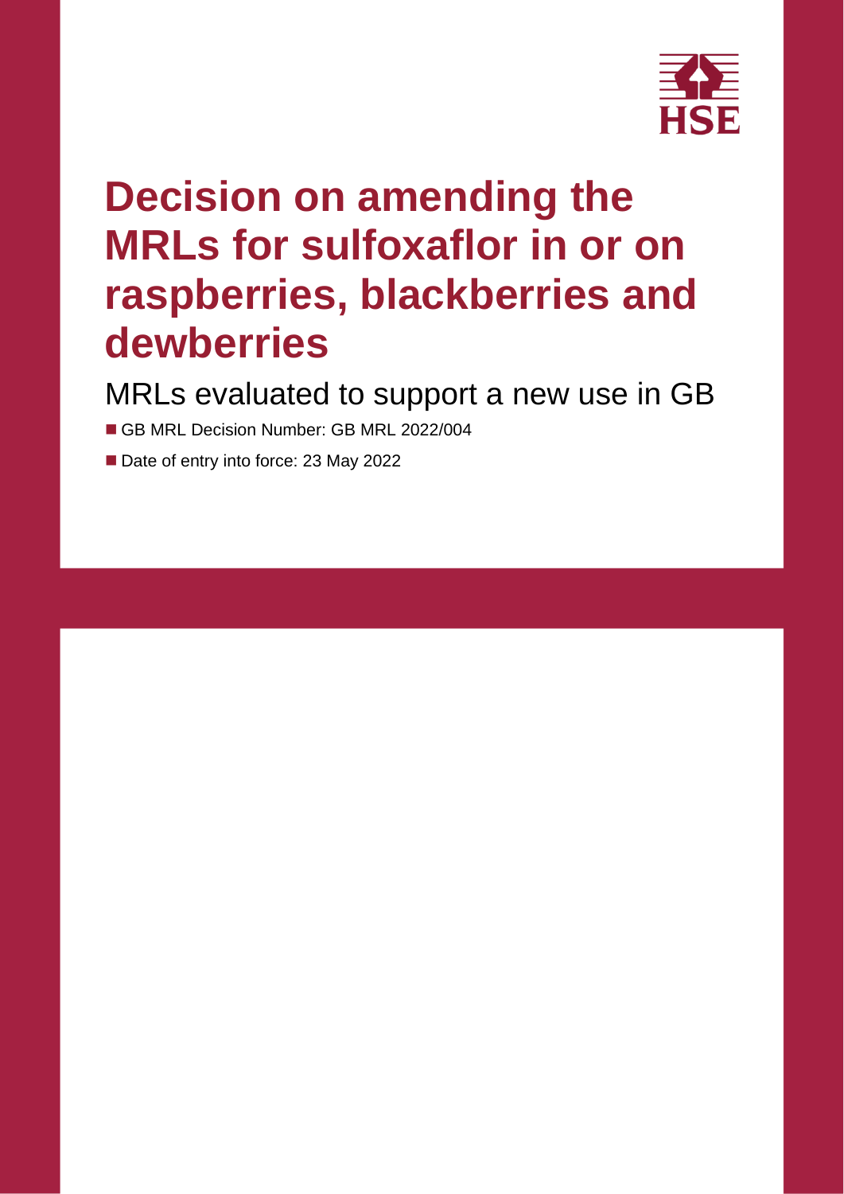# Decision on amending the MRLs for sulfoxaflor in or on raspberries, blackberries and dewberries

## MRLs evaluated to support a new use in GB

- GB MRL Decision Number: GB MRL 2022/004
- Date of entry into force: 23 May 2022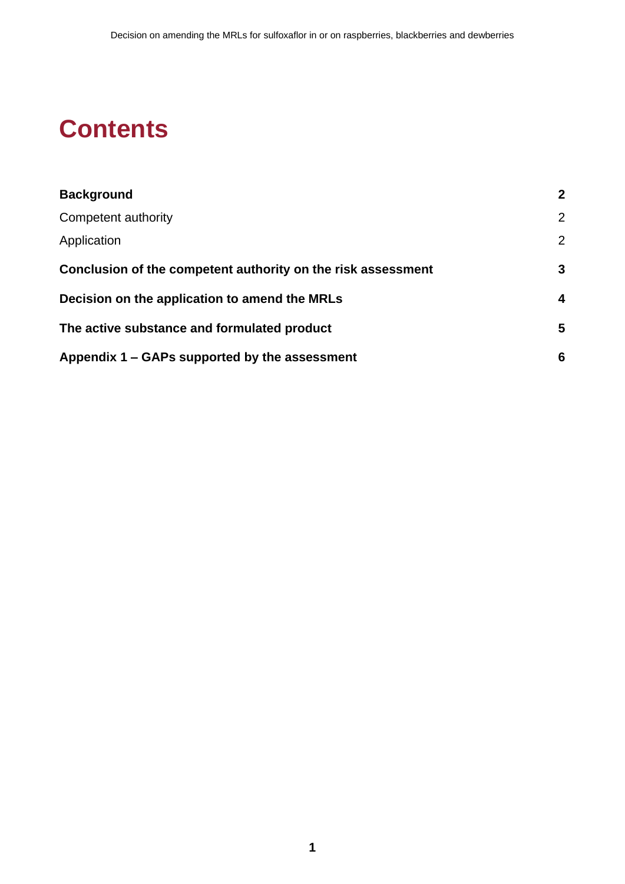# Contents

| | |
|---|---|
| **Background** | **2** |
| Competent authority | 2 |
| Application | 2 |
| **Conclusion of the competent authority on the risk assessment** | **3** |
| **Decision on the application to amend the MRLs** | **4** |
| **The active substance and formulated product** | **5** |
| **Appendix 1 – GAPs supported by the assessment** | **6** |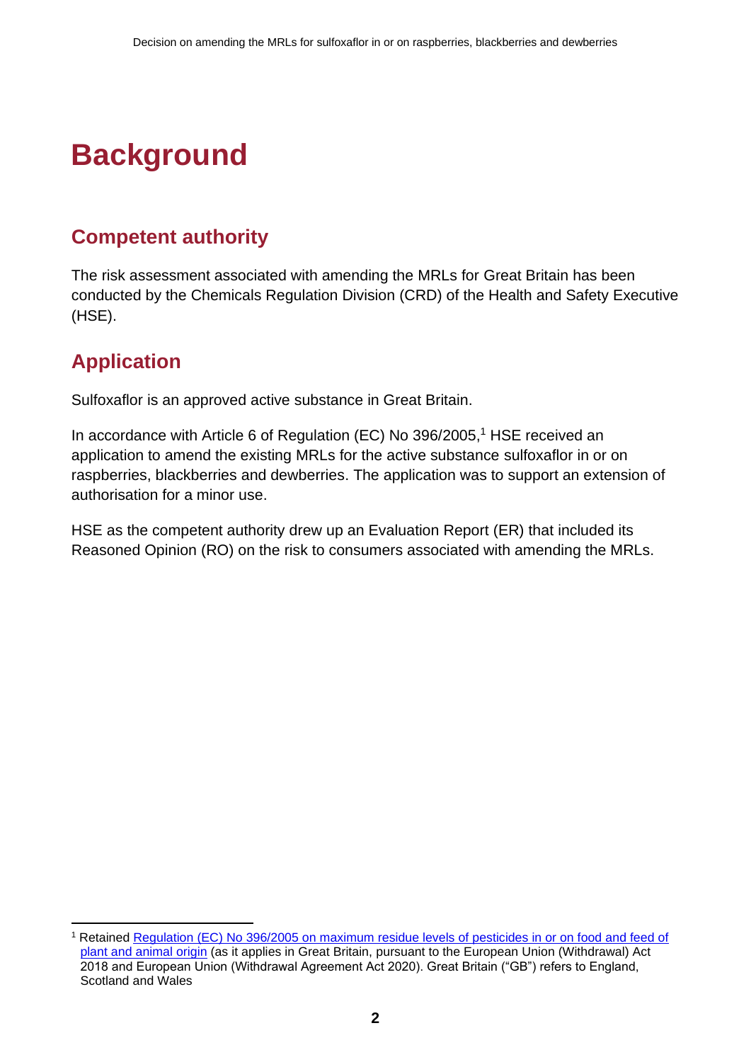# Background

## Competent authority

The risk assessment associated with amending the MRLs for Great Britain has been conducted by the Chemicals Regulation Division (CRD) of the Health and Safety Executive (HSE).

## Application

Sulfoxaflor is an approved active substance in Great Britain.

In accordance with Article 6 of Regulation (EC) No 396/2005,[1] HSE received an application to amend the existing MRLs for the active substance sulfoxaflor in or on raspberries, blackberries and dewberries. The application was to support an extension of authorisation for a minor use.

HSE as the competent authority drew up an Evaluation Report (ER) that included its Reasoned Opinion (RO) on the risk to consumers associated with amending the MRLs.

---

[1] Retained Regulation (EC) No 396/2005 on maximum residue levels of pesticides in or on food and feed of plant and animal origin (as it applies in Great Britain, pursuant to the European Union (Withdrawal) Act 2018 and European Union (Withdrawal Agreement Act 2020). Great Britain ("GB") refers to England, Scotland and Wales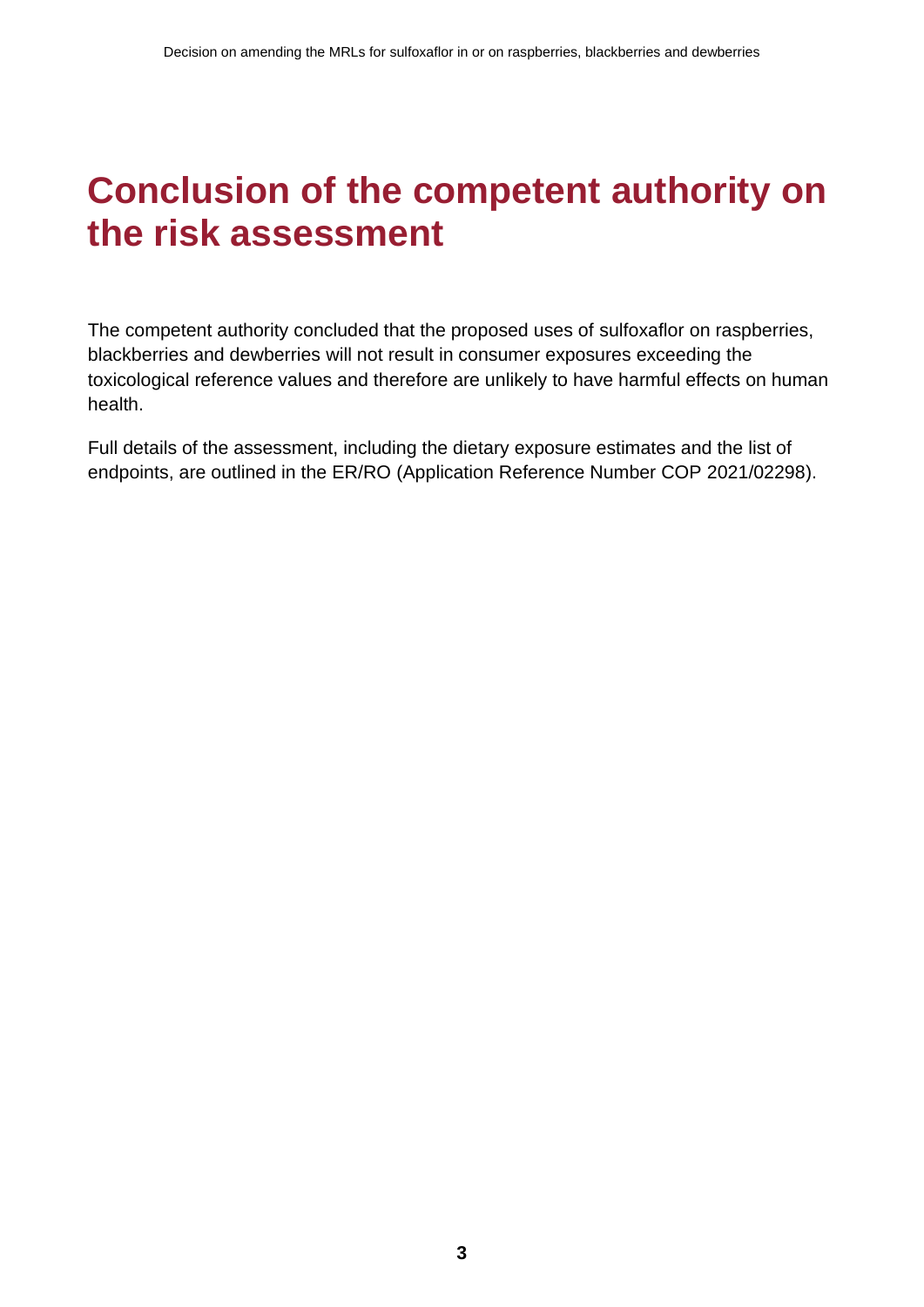# Conclusion of the competent authority on the risk assessment

The competent authority concluded that the proposed uses of sulfoxaflor on raspberries, blackberries and dewberries will not result in consumer exposures exceeding the toxicological reference values and therefore are unlikely to have harmful effects on human health.

Full details of the assessment, including the dietary exposure estimates and the list of endpoints, are outlined in the ER/RO (Application Reference Number COP 2021/02298).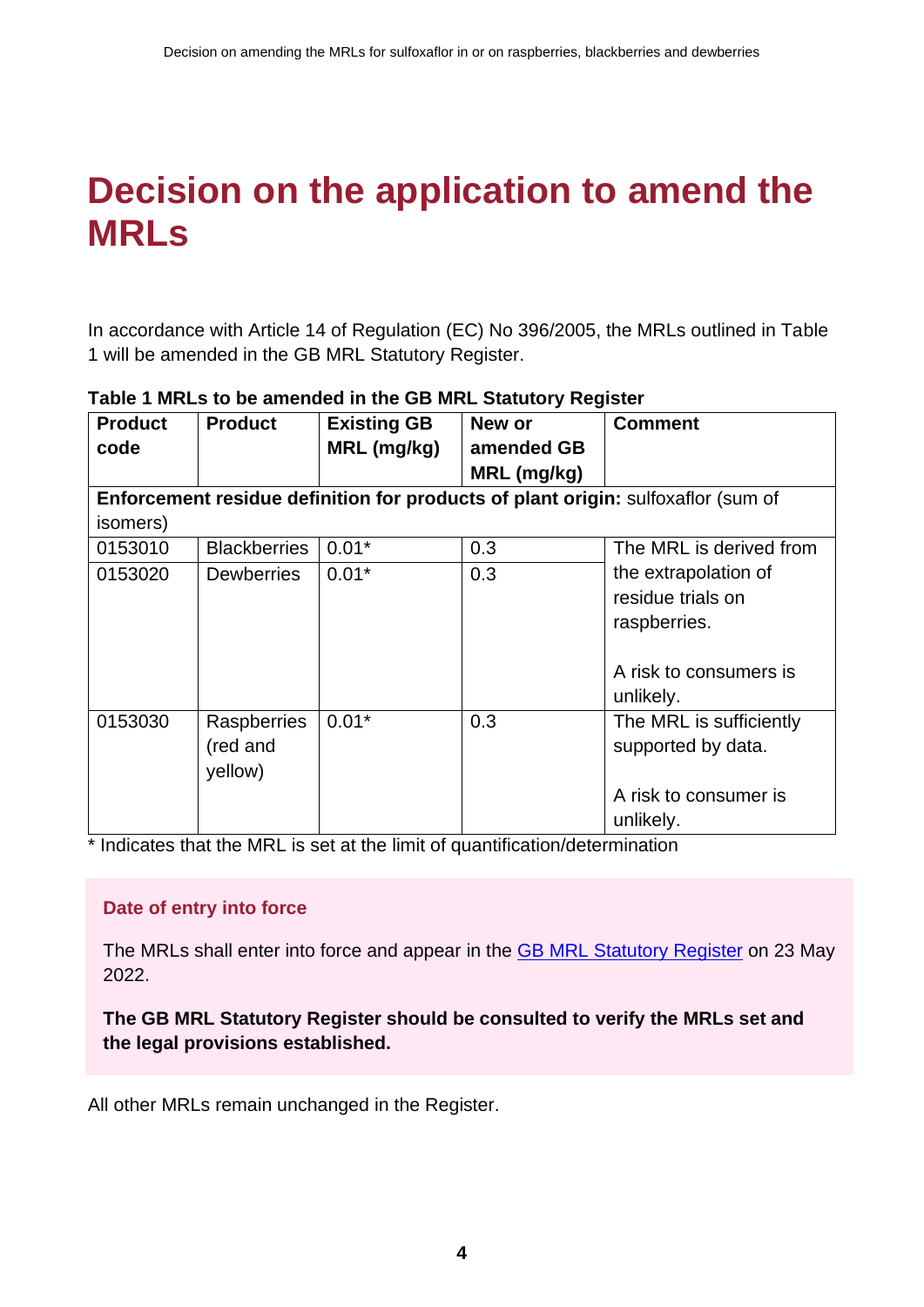# Decision on the application to amend the MRLs

In accordance with Article 14 of Regulation (EC) No 396/2005, the MRLs outlined in Table 1 will be amended in the GB MRL Statutory Register.

**Table 1 MRLs to be amended in the GB MRL Statutory Register**

| Product code | Product | Existing GB MRL (mg/kg) | New or amended GB MRL (mg/kg) | Comment |
|---|---|---|---|---|
| **Enforcement residue definition for products of plant origin:** sulfoxaflor (sum of isomers) | | | | |
| 0153010 | Blackberries | 0.01* | 0.3 | The MRL is derived from the extrapolation of residue trials on raspberries. A risk to consumers is unlikely. |
| 0153020 | Dewberries | 0.01* | 0.3 | |
| 0153030 | Raspberries (red and yellow) | 0.01* | 0.3 | The MRL is sufficiently supported by data. A risk to consumer is unlikely. |

* Indicates that the MRL is set at the limit of quantification/determination

### Date of entry into force

The MRLs shall enter into force and appear in the GB MRL Statutory Register on 23 May 2022.

**The GB MRL Statutory Register should be consulted to verify the MRLs set and the legal provisions established.**

All other MRLs remain unchanged in the Register.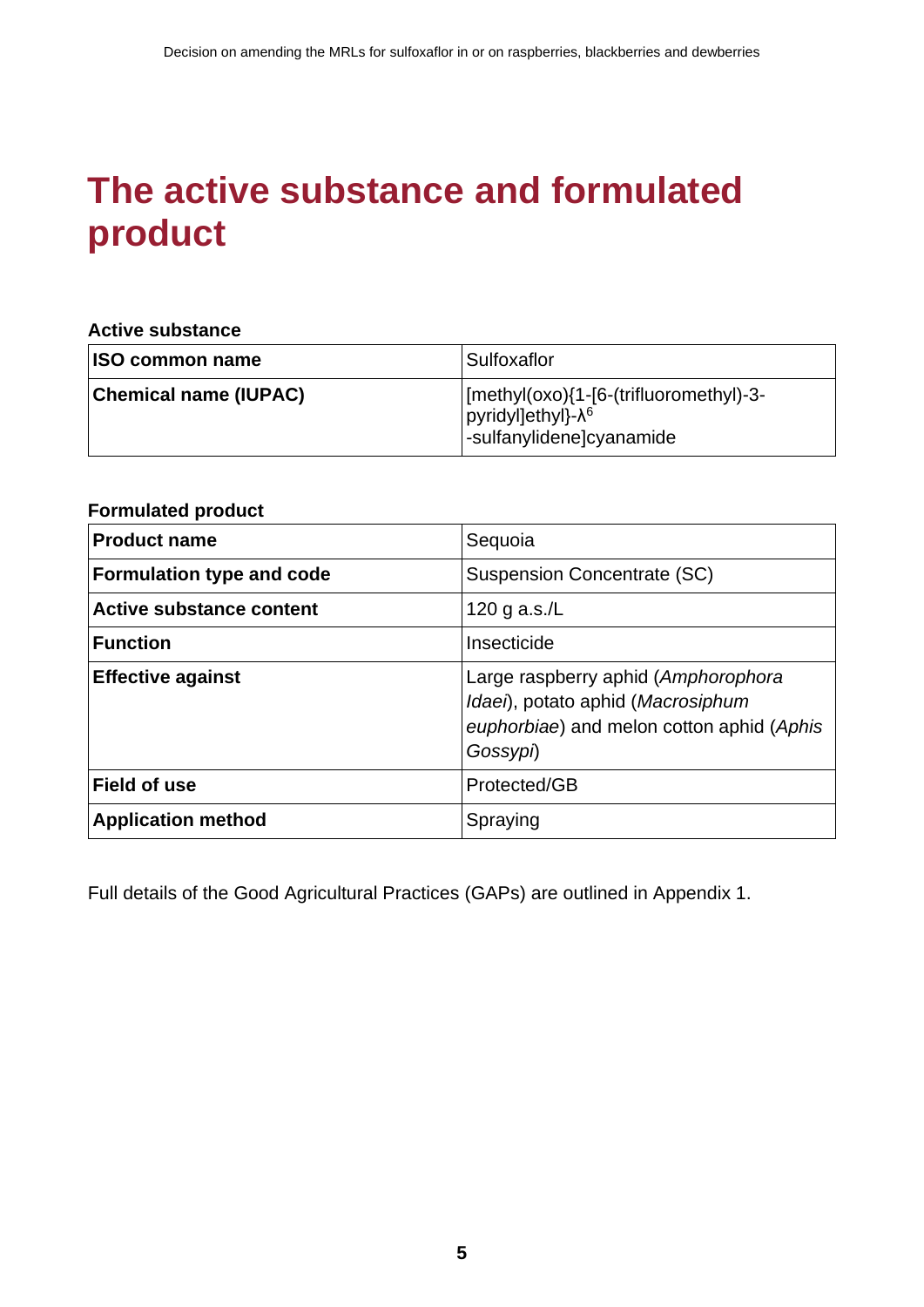# The active substance and formulated product

**Active substance**

| | |
|---|---|
| **ISO common name** | Sulfoxaflor |
| **Chemical name (IUPAC)** | [methyl(oxo){1-[6-(trifluoromethyl)-3-pyridyl]ethyl}-$\lambda^6$ -sulfanylidene]cyanamide |

**Formulated product**

| | |
|---|---|
| **Product name** | Sequoia |
| **Formulation type and code** | Suspension Concentrate (SC) |
| **Active substance content** | 120 g a.s./L |
| **Function** | Insecticide |
| **Effective against** | Large raspberry aphid (*Amphorophora Idaei*), potato aphid (*Macrosiphum euphorbiae*) and melon cotton aphid (*Aphis Gossypi*) |
| **Field of use** | Protected/GB |
| **Application method** | Spraying |

Full details of the Good Agricultural Practices (GAPs) are outlined in Appendix 1.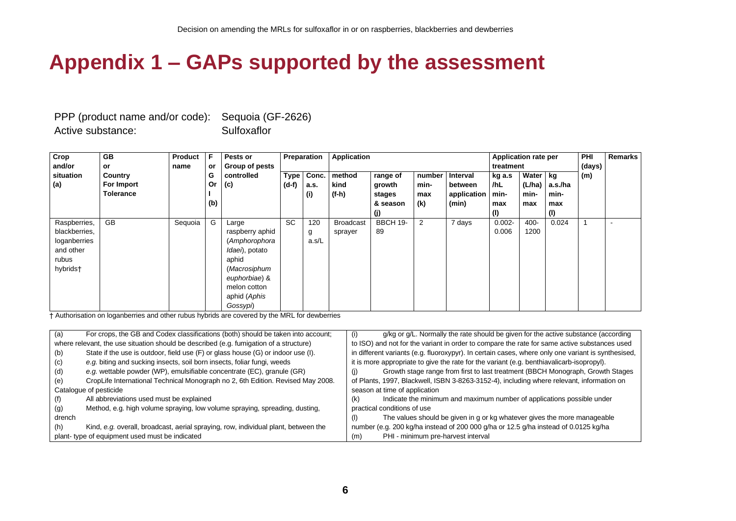# Appendix 1 – GAPs supported by the assessment

PPP (product name and/or code): Sequoia (GF-2626)
Active substance: Sulfoxaflor

| Crop and/or situation (a) | GB or Country For Import Tolerance | Product name | F or G Or I (b) | Pests or Group of pests controlled (c) | Preparation | | Application | | | | Application rate per treatment | | | PHI (days) (m) | Remarks |
|---|---|---|---|---|---|---|---|---|---|---|---|---|---|---|---|
| | | | | | Type (d-f) | Conc. a.s. (i) | method kind (f-h) | range of growth stages & season (j) | number min-max (k) | Interval between application (min) | kg a.s /hL min-max (l) | Water (L/ha) min-max | kg a.s./ha min-max (l) | | |
| Raspberries, blackberries, loganberries and other rubus hybrids† | GB | Sequoia | G | Large raspberry aphid (*Amphorophora Idaei*), potato aphid (*Macrosiphum euphorbiae*) & melon cotton aphid (*Aphis Gossypi*) | SC | 120 g a.s/L | Broadcast sprayer | BBCH 19-89 | 2 | 7 days | 0.002-0.006 | 400-1200 | 0.024 | 1 | - |

† Authorisation on loganberries and other rubus hybrids are covered by the MRL for dewberries

(a) For crops, the GB and Codex classifications (both) should be taken into account; where relevant, the use situation should be described (e.g. fumigation of a structure)
(b) State if the use is outdoor, field use (F) or glass house (G) or indoor use (I).
(c) *e.g.* biting and sucking insects, soil born insects, foliar fungi, weeds
(d) *e.g.* wettable powder (WP), emulsifiable concentrate (EC), granule (GR)
(e) CropLife International Technical Monograph no 2, 6th Edition. Revised May 2008. Catalogue of pesticide
(f) All abbreviations used must be explained
(g) Method, e.g. high volume spraying, low volume spraying, spreading, dusting, drench
(h) Kind, *e.g.* overall, broadcast, aerial spraying, row, individual plant, between the plant- type of equipment used must be indicated
(i) g/kg or g/L. Normally the rate should be given for the active substance (according to ISO) and not for the variant in order to compare the rate for same active substances used in different variants (e.g. fluoroxypyr). In certain cases, where only one variant is synthesised, it is more appropriate to give the rate for the variant (e.g. benthiavalicarb-isopropyl).
(j) Growth stage range from first to last treatment (BBCH Monograph, Growth Stages of Plants, 1997, Blackwell, ISBN 3-8263-3152-4), including where relevant, information on season at time of application
(k) Indicate the minimum and maximum number of applications possible under practical conditions of use
(l) The values should be given in g or kg whatever gives the more manageable number (e.g. 200 kg/ha instead of 200 000 g/ha or 12.5 g/ha instead of 0.0125 kg/ha
(m) PHI - minimum pre-harvest interval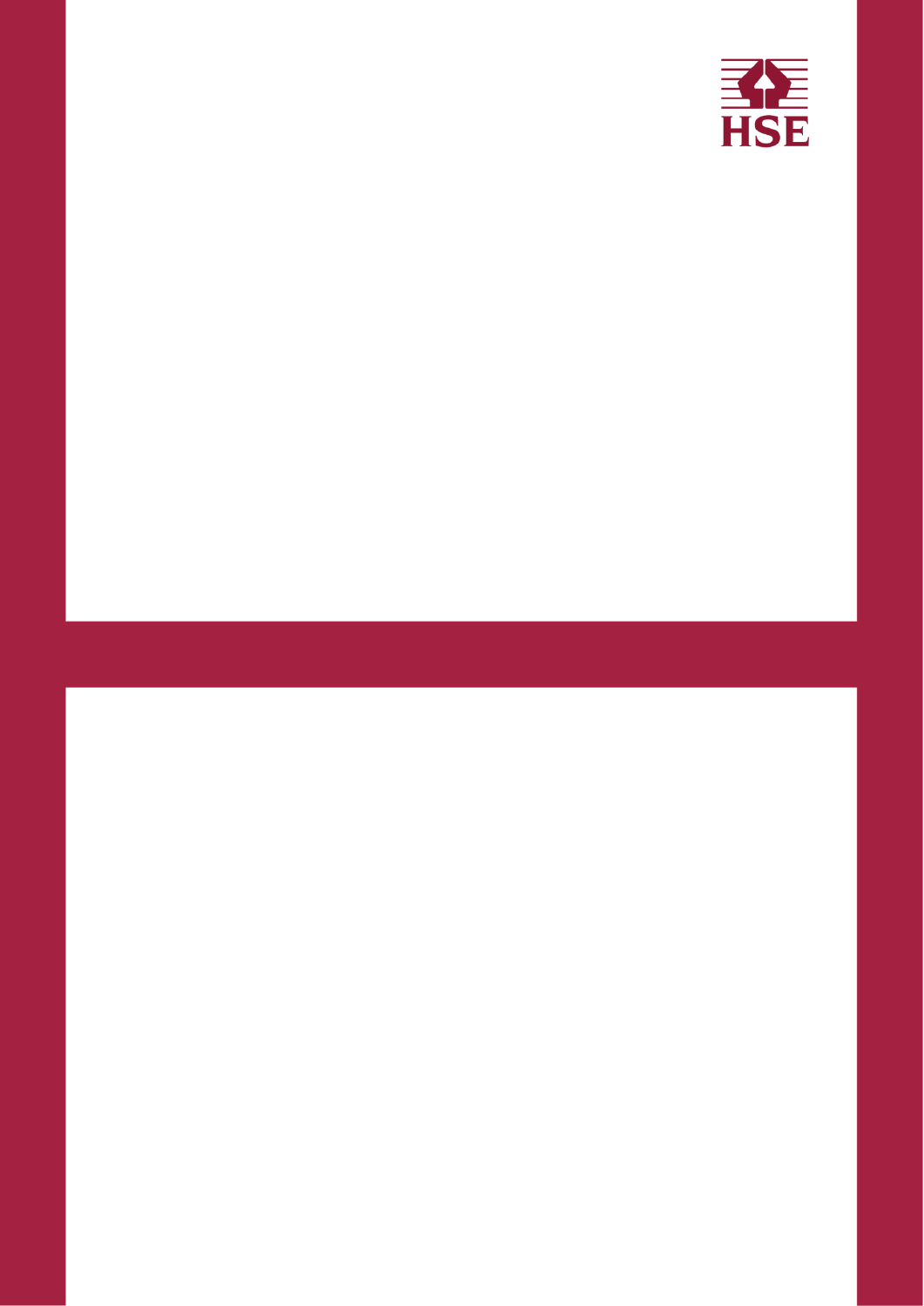HSE